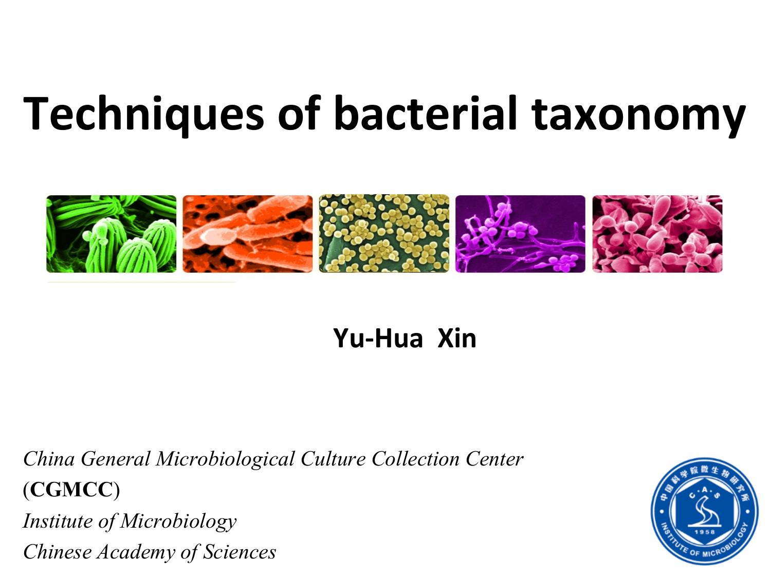# Techniques of bacterial taxonomy

**Yu-Hua Xin**

*China General Microbiological Culture Collection Center*
(**CGMCC**)
*Institute of Microbiology*
*Chinese Academy of Sciences*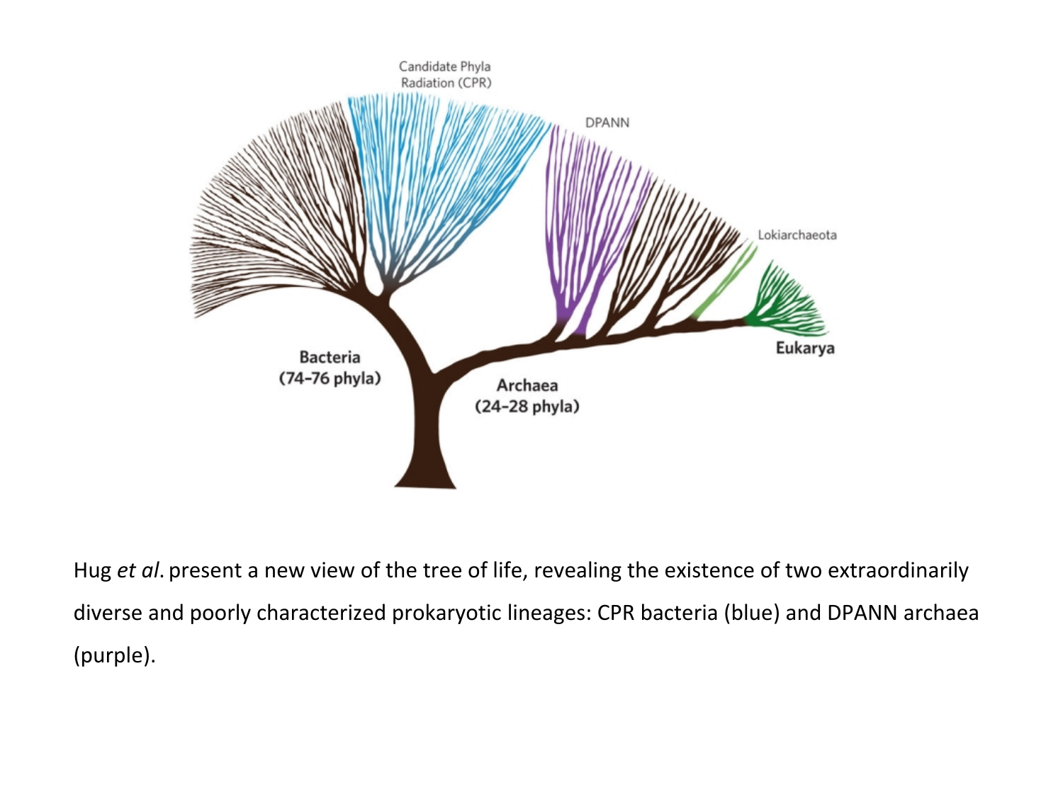Hug *et al*. present a new view of the tree of life, revealing the existence of two extraordinarily diverse and poorly characterized prokaryotic lineages: CPR bacteria (blue) and DPANN archaea (purple).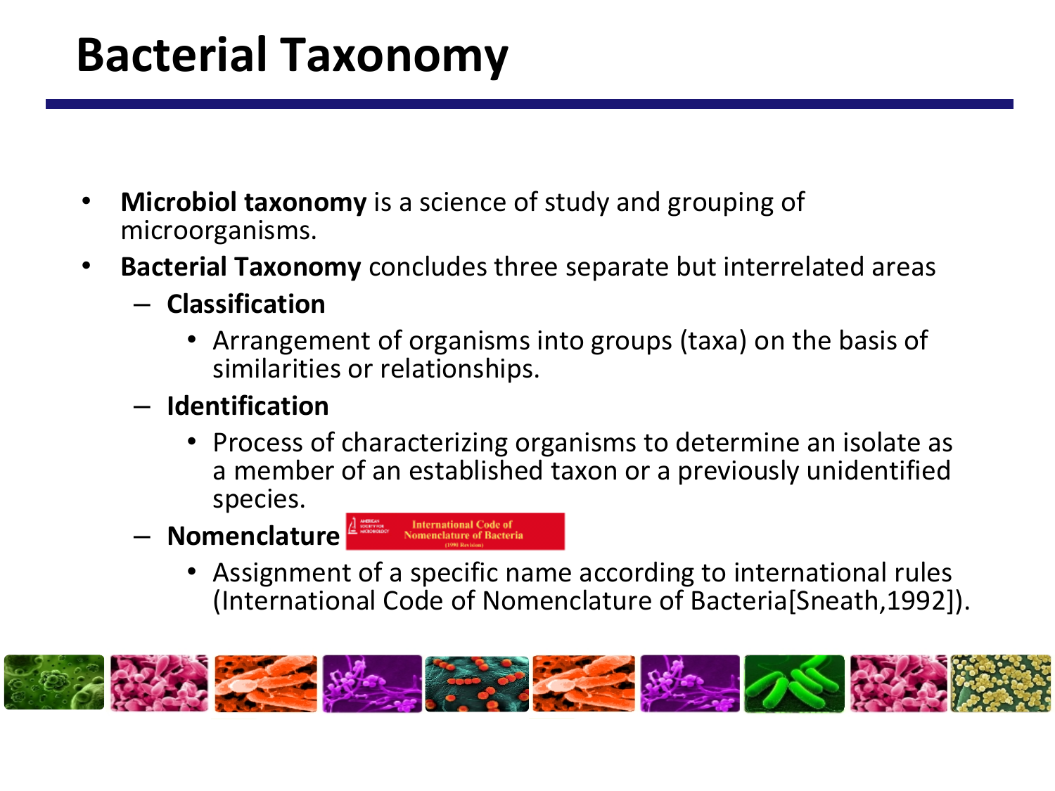# Bacterial Taxonomy

- **Microbiol taxonomy** is a science of study and grouping of microorganisms.
- **Bacterial Taxonomy** concludes three separate but interrelated areas
  - **Classification**
    - Arrangement of organisms into groups (taxa) on the basis of similarities or relationships.
  - **Identification**
    - Process of characterizing organisms to determine an isolate as a member of an established taxon or a previously unidentified species.
  - **Nomenclature**
    - Assignment of a specific name according to international rules (International Code of Nomenclature of Bacteria[Sneath,1992]).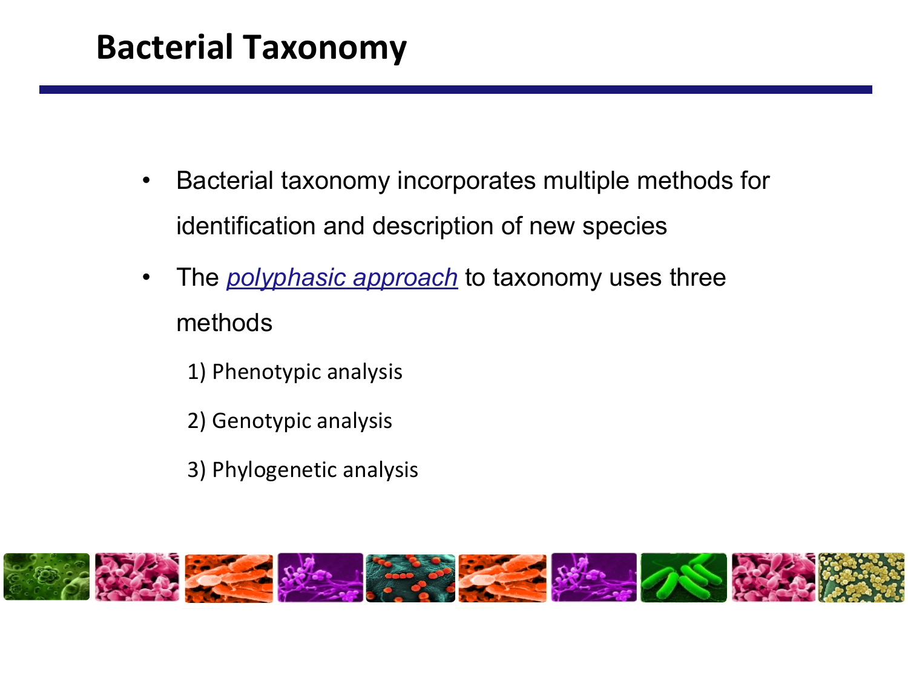# Bacterial Taxonomy

- Bacterial taxonomy incorporates multiple methods for identification and description of new species
- The *polyphasic approach* to taxonomy uses three methods
  1) Phenotypic analysis
  2) Genotypic analysis
  3) Phylogenetic analysis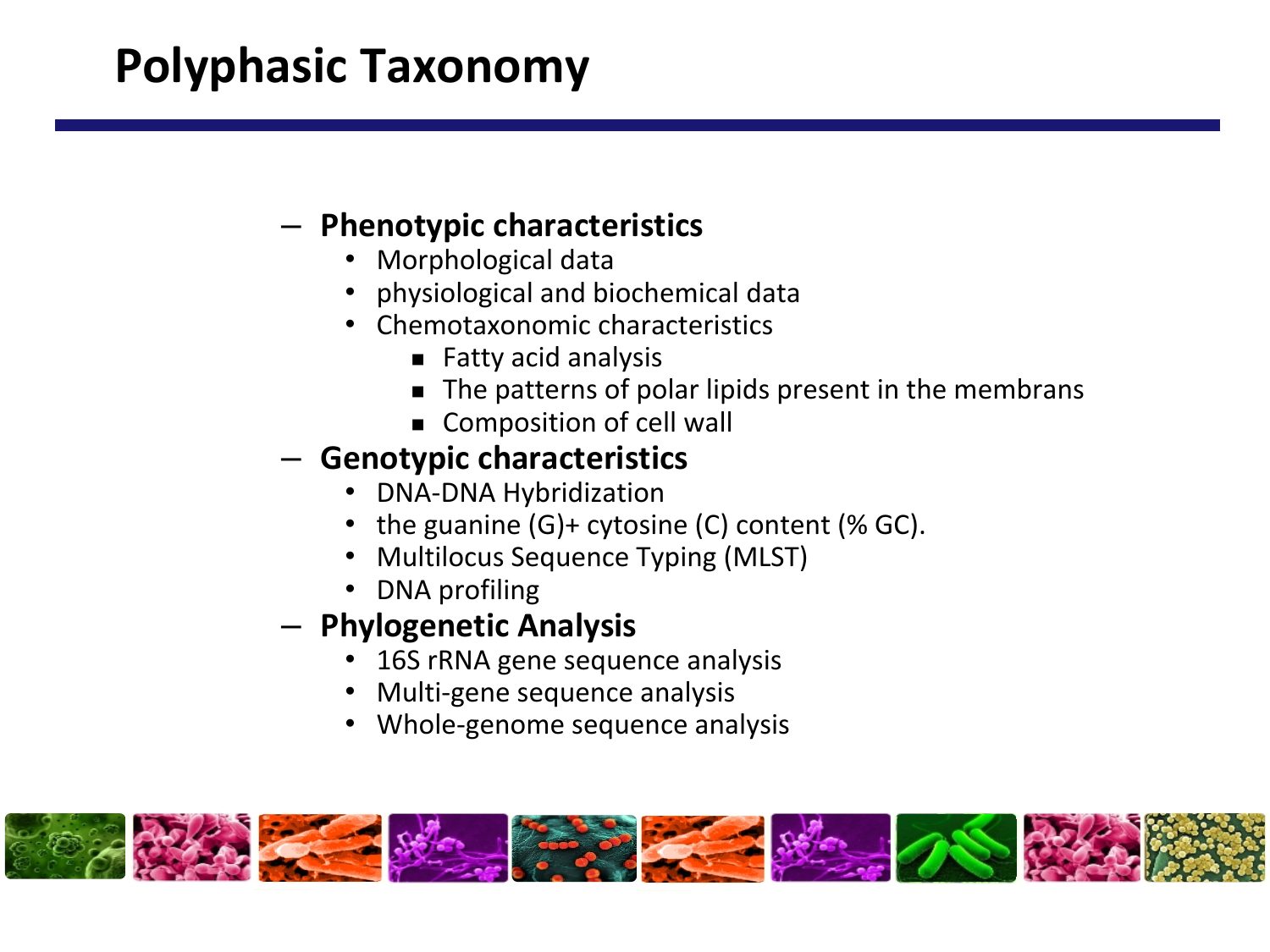# Polyphasic Taxonomy

- **Phenotypic characteristics**
  - Morphological data
  - physiological and biochemical data
  - Chemotaxonomic characteristics
    - Fatty acid analysis
    - The patterns of polar lipids present in the membrans
    - Composition of cell wall
- **Genotypic characteristics**
  - DNA-DNA Hybridization
  - the guanine (G)+ cytosine (C) content (% GC).
  - Multilocus Sequence Typing (MLST)
  - DNA profiling
- **Phylogenetic Analysis**
  - 16S rRNA gene sequence analysis
  - Multi-gene sequence analysis
  - Whole-genome sequence analysis